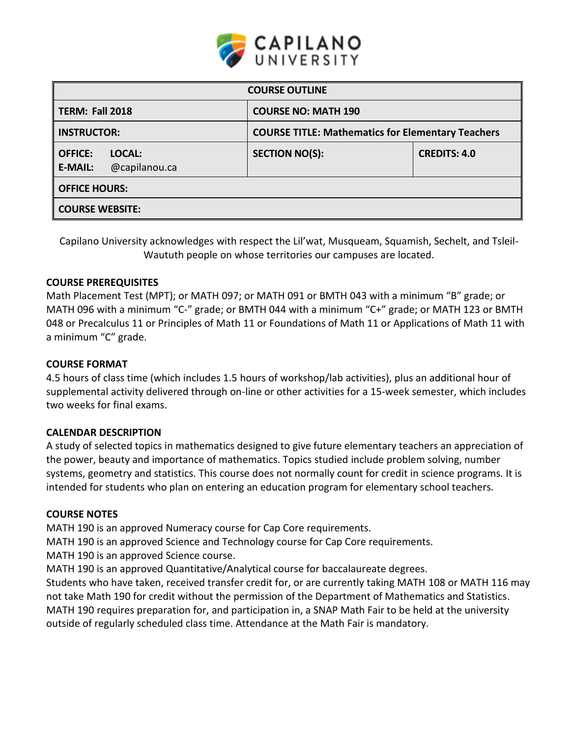| COURSE OUTLINE | | |
|---|---|---|
| **TERM: Fall 2018** | **COURSE NO: MATH 190** | |
| **INSTRUCTOR:** | **COURSE TITLE: Mathematics for Elementary Teachers** | |
| **OFFICE: LOCAL:**<br>**E-MAIL:** @capilanou.ca | **SECTION NO(S):** | **CREDITS: 4.0** |
| **OFFICE HOURS:** | | |
| **COURSE WEBSITE:** | | |

Capilano University acknowledges with respect the Lil'wat, Musqueam, Squamish, Sechelt, and Tsleil-Waututh people on whose territories our campuses are located.

### COURSE PREREQUISITES

Math Placement Test (MPT); or MATH 097; or MATH 091 or BMTH 043 with a minimum "B" grade; or MATH 096 with a minimum "C-" grade; or BMTH 044 with a minimum "C+" grade; or MATH 123 or BMTH 048 or Precalculus 11 or Principles of Math 11 or Foundations of Math 11 or Applications of Math 11 with a minimum "C" grade.

### COURSE FORMAT

4.5 hours of class time (which includes 1.5 hours of workshop/lab activities), plus an additional hour of supplemental activity delivered through on-line or other activities for a 15-week semester, which includes two weeks for final exams.

### CALENDAR DESCRIPTION

A study of selected topics in mathematics designed to give future elementary teachers an appreciation of the power, beauty and importance of mathematics. Topics studied include problem solving, number systems, geometry and statistics. This course does not normally count for credit in science programs. It is intended for students who plan on entering an education program for elementary school teachers.

### COURSE NOTES

MATH 190 is an approved Numeracy course for Cap Core requirements.
MATH 190 is an approved Science and Technology course for Cap Core requirements.
MATH 190 is an approved Science course.
MATH 190 is an approved Quantitative/Analytical course for baccalaureate degrees.
Students who have taken, received transfer credit for, or are currently taking MATH 108 or MATH 116 may not take Math 190 for credit without the permission of the Department of Mathematics and Statistics.
MATH 190 requires preparation for, and participation in, a SNAP Math Fair to be held at the university outside of regularly scheduled class time. Attendance at the Math Fair is mandatory.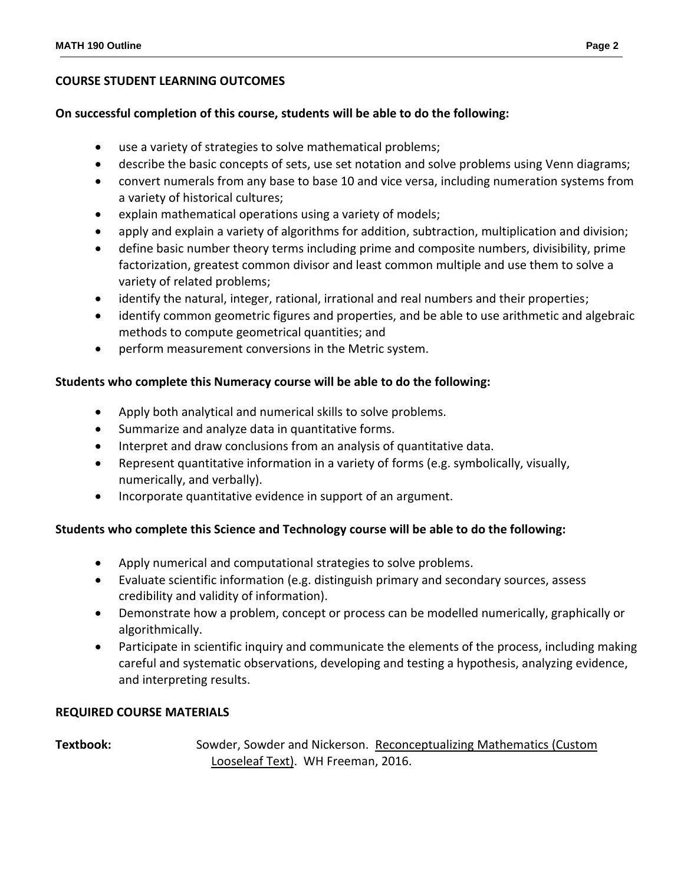## COURSE STUDENT LEARNING OUTCOMES

**On successful completion of this course, students will be able to do the following:**

- use a variety of strategies to solve mathematical problems;
- describe the basic concepts of sets, use set notation and solve problems using Venn diagrams;
- convert numerals from any base to base 10 and vice versa, including numeration systems from a variety of historical cultures;
- explain mathematical operations using a variety of models;
- apply and explain a variety of algorithms for addition, subtraction, multiplication and division;
- define basic number theory terms including prime and composite numbers, divisibility, prime factorization, greatest common divisor and least common multiple and use them to solve a variety of related problems;
- identify the natural, integer, rational, irrational and real numbers and their properties;
- identify common geometric figures and properties, and be able to use arithmetic and algebraic methods to compute geometrical quantities; and
- perform measurement conversions in the Metric system.

**Students who complete this Numeracy course will be able to do the following:**

- Apply both analytical and numerical skills to solve problems.
- Summarize and analyze data in quantitative forms.
- Interpret and draw conclusions from an analysis of quantitative data.
- Represent quantitative information in a variety of forms (e.g. symbolically, visually, numerically, and verbally).
- Incorporate quantitative evidence in support of an argument.

**Students who complete this Science and Technology course will be able to do the following:**

- Apply numerical and computational strategies to solve problems.
- Evaluate scientific information (e.g. distinguish primary and secondary sources, assess credibility and validity of information).
- Demonstrate how a problem, concept or process can be modelled numerically, graphically or algorithmically.
- Participate in scientific inquiry and communicate the elements of the process, including making careful and systematic observations, developing and testing a hypothesis, analyzing evidence, and interpreting results.

## REQUIRED COURSE MATERIALS

**Textbook:** Sowder, Sowder and Nickerson. Reconceptualizing Mathematics (Custom Looseleaf Text). WH Freeman, 2016.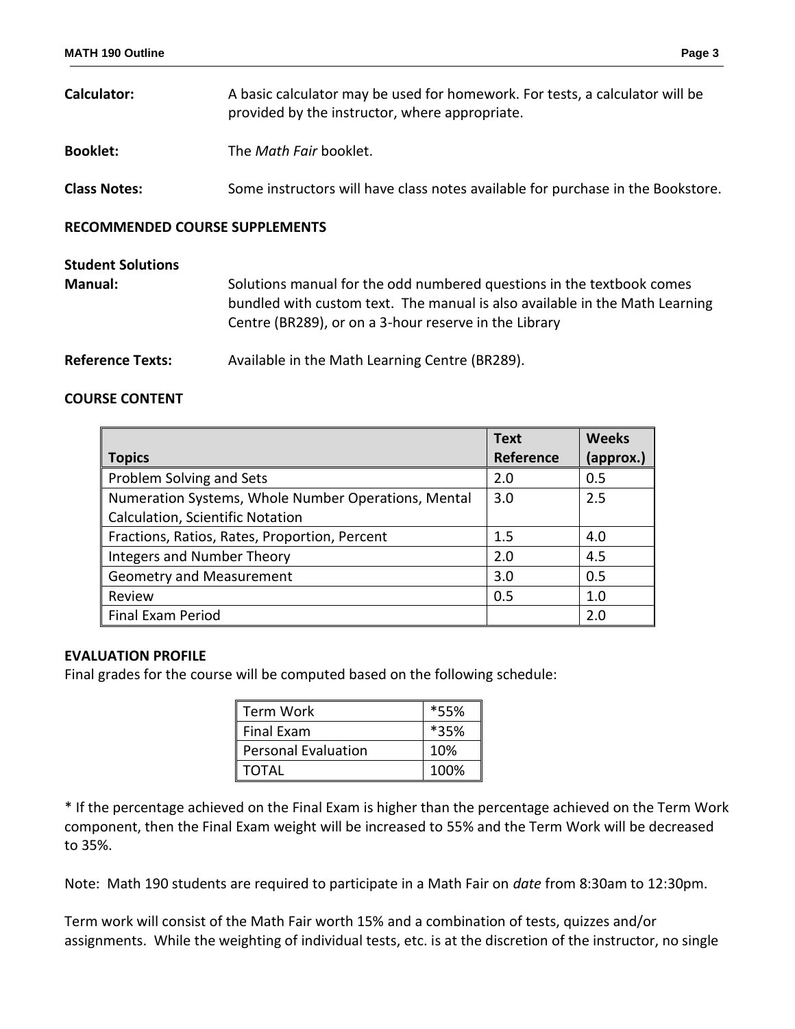**Calculator:** A basic calculator may be used for homework. For tests, a calculator will be provided by the instructor, where appropriate.

**Booklet:** The *Math Fair* booklet.

**Class Notes:** Some instructors will have class notes available for purchase in the Bookstore.

## RECOMMENDED COURSE SUPPLEMENTS

**Student Solutions Manual:** Solutions manual for the odd numbered questions in the textbook comes bundled with custom text. The manual is also available in the Math Learning Centre (BR289), or on a 3-hour reserve in the Library

**Reference Texts:** Available in the Math Learning Centre (BR289).

## COURSE CONTENT

| Topics | Text Reference | Weeks (approx.) |
|---|---|---|
| Problem Solving and Sets | 2.0 | 0.5 |
| Numeration Systems, Whole Number Operations, Mental Calculation, Scientific Notation | 3.0 | 2.5 |
| Fractions, Ratios, Rates, Proportion, Percent | 1.5 | 4.0 |
| Integers and Number Theory | 2.0 | 4.5 |
| Geometry and Measurement | 3.0 | 0.5 |
| Review | 0.5 | 1.0 |
| Final Exam Period | | 2.0 |

## EVALUATION PROFILE

Final grades for the course will be computed based on the following schedule:

| | |
|---|---|
| Term Work | *55% |
| Final Exam | *35% |
| Personal Evaluation | 10% |
| TOTAL | 100% |

* If the percentage achieved on the Final Exam is higher than the percentage achieved on the Term Work component, then the Final Exam weight will be increased to 55% and the Term Work will be decreased to 35%.

Note: Math 190 students are required to participate in a Math Fair on *date* from 8:30am to 12:30pm.

Term work will consist of the Math Fair worth 15% and a combination of tests, quizzes and/or assignments. While the weighting of individual tests, etc. is at the discretion of the instructor, no single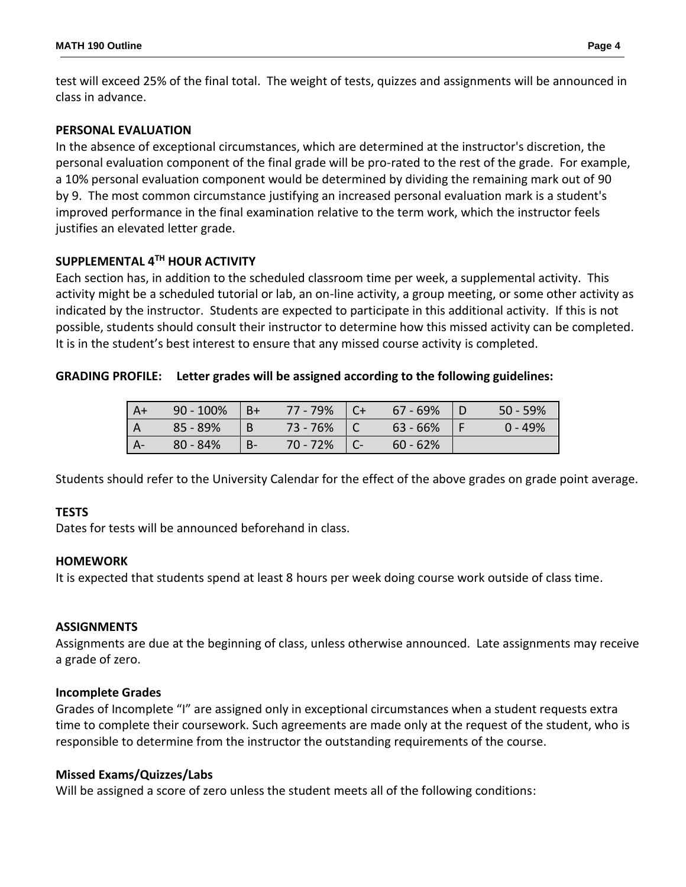test will exceed 25% of the final total. The weight of tests, quizzes and assignments will be announced in class in advance.

**PERSONAL EVALUATION**

In the absence of exceptional circumstances, which are determined at the instructor's discretion, the personal evaluation component of the final grade will be pro-rated to the rest of the grade. For example, a 10% personal evaluation component would be determined by dividing the remaining mark out of 90 by 9. The most common circumstance justifying an increased personal evaluation mark is a student's improved performance in the final examination relative to the term work, which the instructor feels justifies an elevated letter grade.

**SUPPLEMENTAL 4$^{TH}$ HOUR ACTIVITY**

Each section has, in addition to the scheduled classroom time per week, a supplemental activity. This activity might be a scheduled tutorial or lab, an on-line activity, a group meeting, or some other activity as indicated by the instructor. Students are expected to participate in this additional activity. If this is not possible, students should consult their instructor to determine how this missed activity can be completed. It is in the student's best interest to ensure that any missed course activity is completed.

**GRADING PROFILE: Letter grades will be assigned according to the following guidelines:**

| | | | | | | | |
|---|---|---|---|---|---|---|---|
| A+ | 90 - 100% | B+ | 77 - 79% | C+ | 67 - 69% | D | 50 - 59% |
| A | 85 - 89% | B | 73 - 76% | C | 63 - 66% | F | 0 - 49% |
| A- | 80 - 84% | B- | 70 - 72% | C- | 60 - 62% | | |

Students should refer to the University Calendar for the effect of the above grades on grade point average.

**TESTS**

Dates for tests will be announced beforehand in class.

**HOMEWORK**

It is expected that students spend at least 8 hours per week doing course work outside of class time.

**ASSIGNMENTS**

Assignments are due at the beginning of class, unless otherwise announced. Late assignments may receive a grade of zero.

**Incomplete Grades**

Grades of Incomplete "I" are assigned only in exceptional circumstances when a student requests extra time to complete their coursework. Such agreements are made only at the request of the student, who is responsible to determine from the instructor the outstanding requirements of the course.

**Missed Exams/Quizzes/Labs**

Will be assigned a score of zero unless the student meets all of the following conditions: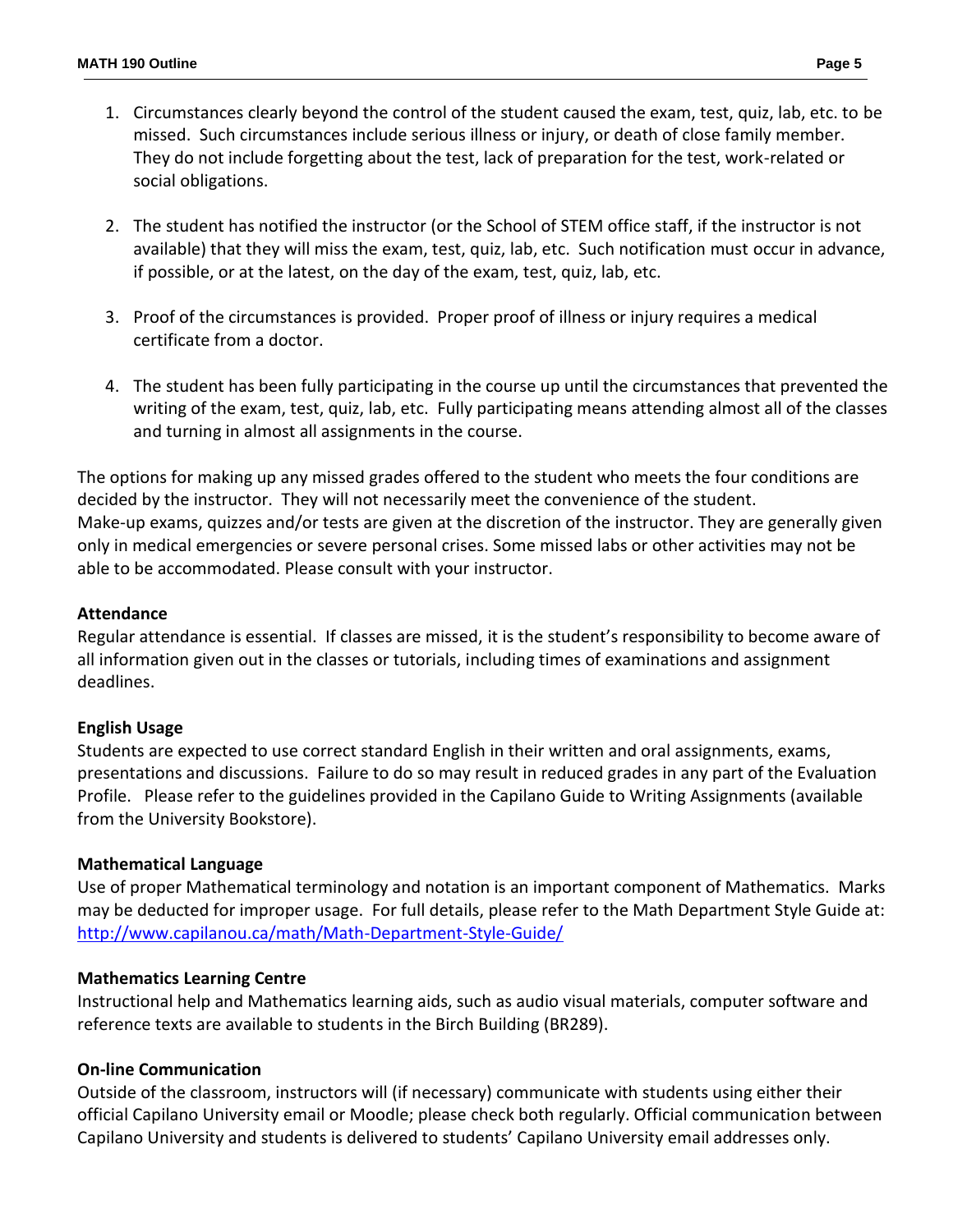1. Circumstances clearly beyond the control of the student caused the exam, test, quiz, lab, etc. to be missed. Such circumstances include serious illness or injury, or death of close family member. They do not include forgetting about the test, lack of preparation for the test, work-related or social obligations.

2. The student has notified the instructor (or the School of STEM office staff, if the instructor is not available) that they will miss the exam, test, quiz, lab, etc. Such notification must occur in advance, if possible, or at the latest, on the day of the exam, test, quiz, lab, etc.

3. Proof of the circumstances is provided. Proper proof of illness or injury requires a medical certificate from a doctor.

4. The student has been fully participating in the course up until the circumstances that prevented the writing of the exam, test, quiz, lab, etc. Fully participating means attending almost all of the classes and turning in almost all assignments in the course.

The options for making up any missed grades offered to the student who meets the four conditions are decided by the instructor. They will not necessarily meet the convenience of the student. Make-up exams, quizzes and/or tests are given at the discretion of the instructor. They are generally given only in medical emergencies or severe personal crises. Some missed labs or other activities may not be able to be accommodated. Please consult with your instructor.

**Attendance**

Regular attendance is essential. If classes are missed, it is the student's responsibility to become aware of all information given out in the classes or tutorials, including times of examinations and assignment deadlines.

**English Usage**

Students are expected to use correct standard English in their written and oral assignments, exams, presentations and discussions. Failure to do so may result in reduced grades in any part of the Evaluation Profile. Please refer to the guidelines provided in the Capilano Guide to Writing Assignments (available from the University Bookstore).

**Mathematical Language**

Use of proper Mathematical terminology and notation is an important component of Mathematics. Marks may be deducted for improper usage. For full details, please refer to the Math Department Style Guide at: http://www.capilanou.ca/math/Math-Department-Style-Guide/

**Mathematics Learning Centre**

Instructional help and Mathematics learning aids, such as audio visual materials, computer software and reference texts are available to students in the Birch Building (BR289).

**On-line Communication**

Outside of the classroom, instructors will (if necessary) communicate with students using either their official Capilano University email or Moodle; please check both regularly. Official communication between Capilano University and students is delivered to students' Capilano University email addresses only.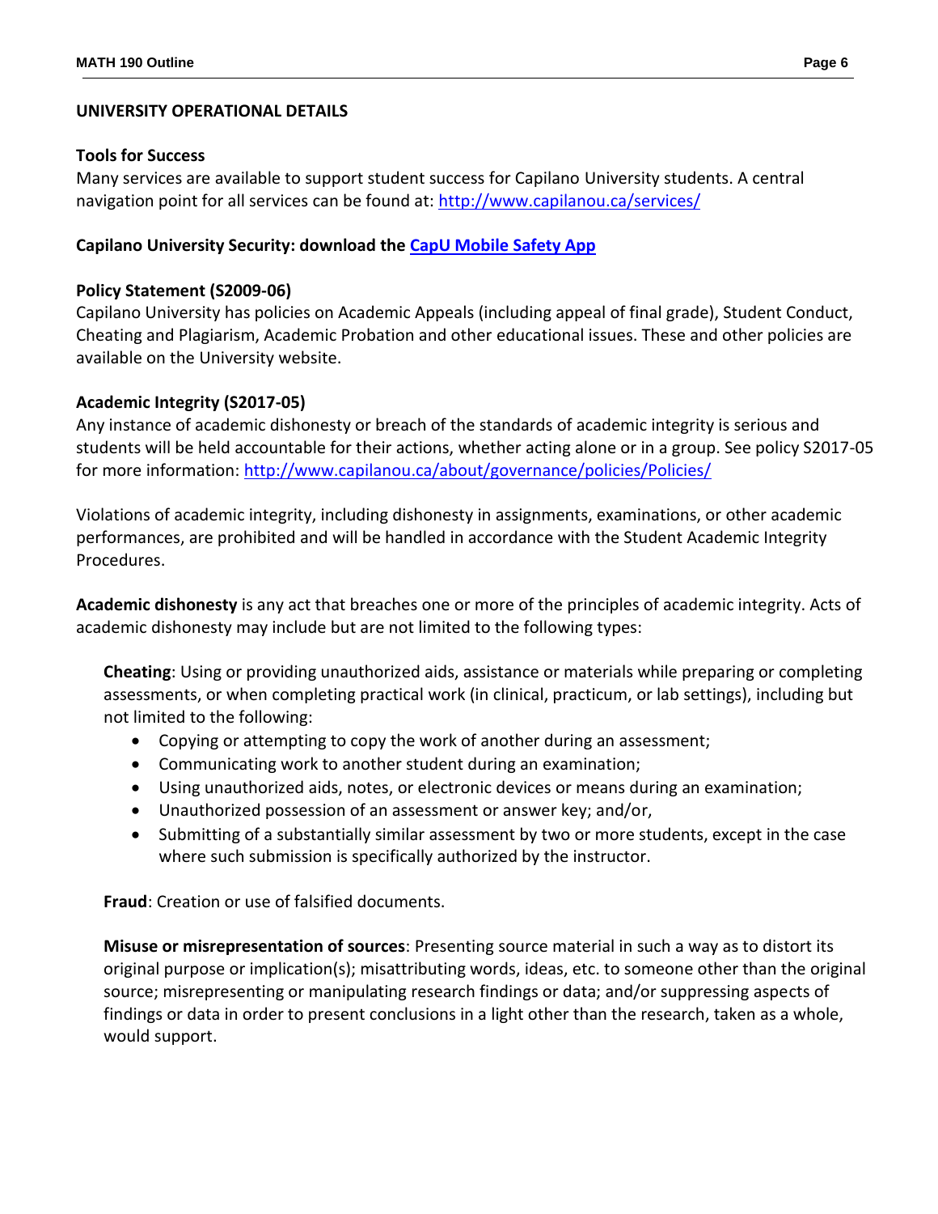## UNIVERSITY OPERATIONAL DETAILS

### Tools for Success

Many services are available to support student success for Capilano University students. A central navigation point for all services can be found at: [http://www.capilanou.ca/services/](http://www.capilanou.ca/services/)

### Capilano University Security: download the [CapU Mobile Safety App](#)

### Policy Statement (S2009-06)

Capilano University has policies on Academic Appeals (including appeal of final grade), Student Conduct, Cheating and Plagiarism, Academic Probation and other educational issues. These and other policies are available on the University website.

### Academic Integrity (S2017-05)

Any instance of academic dishonesty or breach of the standards of academic integrity is serious and students will be held accountable for their actions, whether acting alone or in a group. See policy S2017-05 for more information: [http://www.capilanou.ca/about/governance/policies/Policies/](http://www.capilanou.ca/about/governance/policies/Policies/)

Violations of academic integrity, including dishonesty in assignments, examinations, or other academic performances, are prohibited and will be handled in accordance with the Student Academic Integrity Procedures.

**Academic dishonesty** is any act that breaches one or more of the principles of academic integrity. Acts of academic dishonesty may include but are not limited to the following types:

**Cheating**: Using or providing unauthorized aids, assistance or materials while preparing or completing assessments, or when completing practical work (in clinical, practicum, or lab settings), including but not limited to the following:

- Copying or attempting to copy the work of another during an assessment;
- Communicating work to another student during an examination;
- Using unauthorized aids, notes, or electronic devices or means during an examination;
- Unauthorized possession of an assessment or answer key; and/or,
- Submitting of a substantially similar assessment by two or more students, except in the case where such submission is specifically authorized by the instructor.

**Fraud**: Creation or use of falsified documents.

**Misuse or misrepresentation of sources**: Presenting source material in such a way as to distort its original purpose or implication(s); misattributing words, ideas, etc. to someone other than the original source; misrepresenting or manipulating research findings or data; and/or suppressing aspects of findings or data in order to present conclusions in a light other than the research, taken as a whole, would support.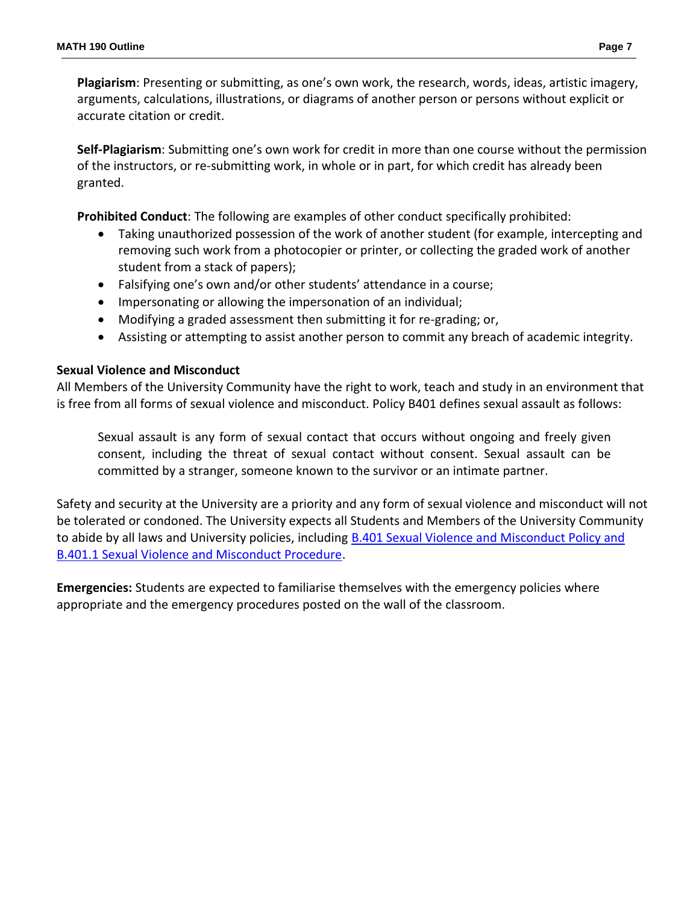**Plagiarism**: Presenting or submitting, as one's own work, the research, words, ideas, artistic imagery, arguments, calculations, illustrations, or diagrams of another person or persons without explicit or accurate citation or credit.

**Self-Plagiarism**: Submitting one's own work for credit in more than one course without the permission of the instructors, or re-submitting work, in whole or in part, for which credit has already been granted.

**Prohibited Conduct**: The following are examples of other conduct specifically prohibited:

- Taking unauthorized possession of the work of another student (for example, intercepting and removing such work from a photocopier or printer, or collecting the graded work of another student from a stack of papers);
- Falsifying one's own and/or other students' attendance in a course;
- Impersonating or allowing the impersonation of an individual;
- Modifying a graded assessment then submitting it for re-grading; or,
- Assisting or attempting to assist another person to commit any breach of academic integrity.

**Sexual Violence and Misconduct**

All Members of the University Community have the right to work, teach and study in an environment that is free from all forms of sexual violence and misconduct. Policy B401 defines sexual assault as follows:

> Sexual assault is any form of sexual contact that occurs without ongoing and freely given consent, including the threat of sexual contact without consent. Sexual assault can be committed by a stranger, someone known to the survivor or an intimate partner.

Safety and security at the University are a priority and any form of sexual violence and misconduct will not be tolerated or condoned. The University expects all Students and Members of the University Community to abide by all laws and University policies, including B.401 Sexual Violence and Misconduct Policy and B.401.1 Sexual Violence and Misconduct Procedure.

**Emergencies:** Students are expected to familiarise themselves with the emergency policies where appropriate and the emergency procedures posted on the wall of the classroom.